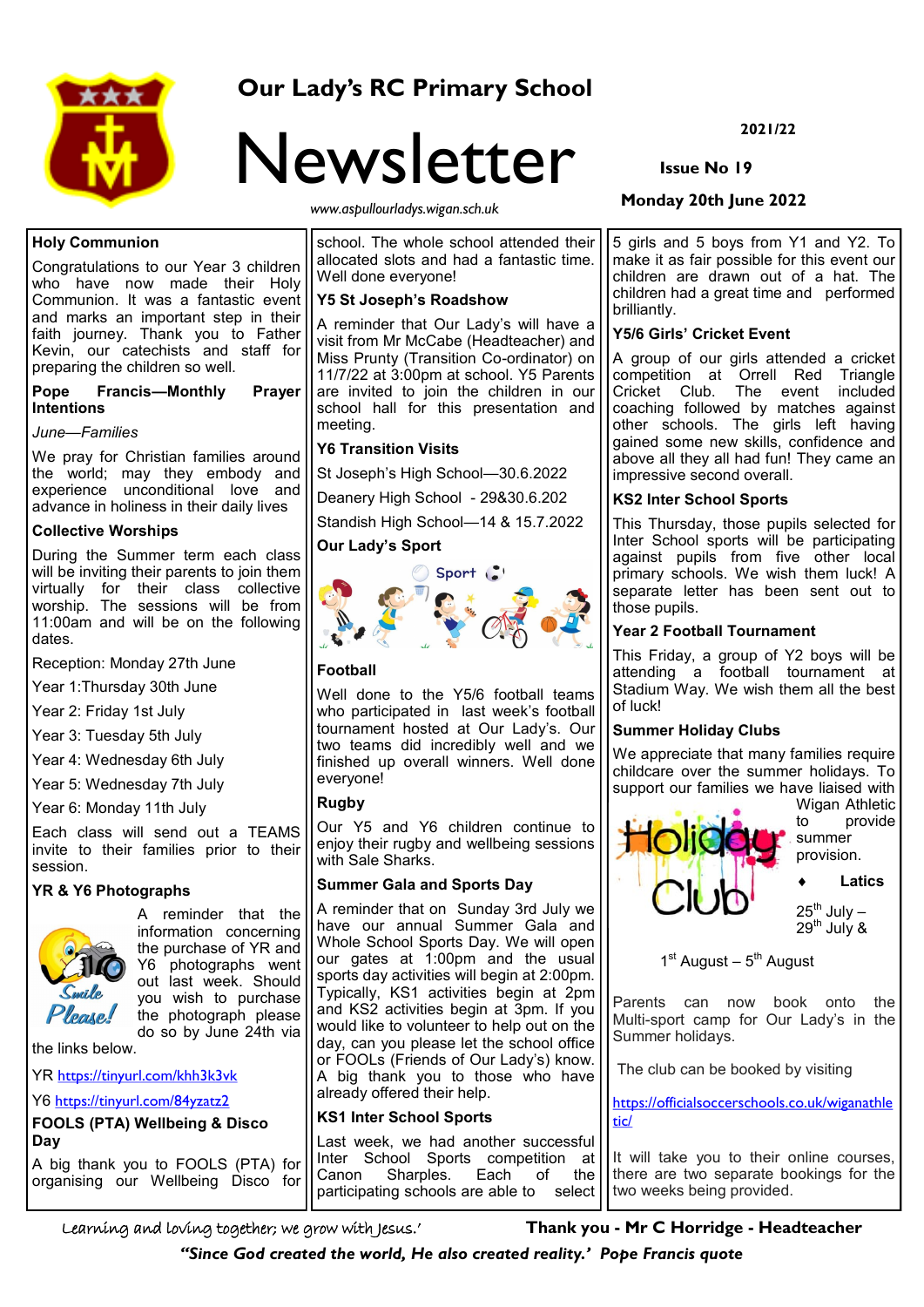# Our Lady's RC Primary School

# Newsletter

www.aspullourladys.wigan.sch.uk

2021/22

Issue No 19

Monday 20th June 2022

## Holy Communion

Congratulations to our Year 3 children who have now made their Holy Communion. It was a fantastic event and marks an important step in their faith journey. Thank you to Father Kevin, our catechists and staff for preparing the children so well.

## Pope Francis—Monthly Prayer Intentions

*June—Families*

We pray for Christian families around the world; may they embody and experience unconditional love and advance in holiness in their daily lives

## Collective Worships

During the Summer term each class will be inviting their parents to join them virtually for their class collective worship. The sessions will be from 11:00am and will be on the following dates.

Reception: Monday 27th June

Year 1:Thursday 30th June

Year 2: Friday 1st July

Year 3: Tuesday 5th July

Year 4: Wednesday 6th July

Year 5: Wednesday 7th July

Year 6: Monday 11th July

Each class will send out a TEAMS invite to their families prior to their session.

## YR & Y6 Photographs

A reminder that the information concerning the purchase of YR and Y6 photographs went out last week. Should you wish to purchase the photograph please do so by June 24th via the links below.

YR https://tinyurl.com/khh3k3vk

Y6 https://tinyurl.com/84yzatz2

## FOOLS (PTA) Wellbeing & Disco Day

A big thank you to FOOLS (PTA) for organising our Wellbeing Disco for school. The whole school attended their allocated slots and had a fantastic time. Well done everyone!

## Y5 St Joseph's Roadshow

A reminder that Our Lady's will have a visit from Mr McCabe (Headteacher) and Miss Prunty (Transition Co-ordinator) on 11/7/22 at 3:30pm at school. Y5 Parents are invited to join the children in our school hall for this presentation and meeting.

## Y6 Transition Visits

St Joseph's High School—30.6.2022

Deanery High School - 29&30.6.202

Standish High School—14 & 15.7.2022

## Our Lady's Sport

### Football

Well done to the Y5/6 football teams who participated in last week's football tournament hosted at Our Lady's. Our two teams did incredibly well and we finished up overall winners. Well done everyone!

### Rugby

Our Y5 and Y6 children continue to enjoy their rugby and wellbeing sessions with Sale Sharks.

### Summer Gala and Sports Day

A reminder that on Sunday 3rd July we have our annual Summer Gala and Whole School Sports Day. We will open our gates at 1:00pm and the usual sports day activities will begin at 2:00pm. Typically, KS1 activities begin at 2pm and KS2 activities begin at 3pm. If you would like to volunteer to help out on the day, can you please let the school office or FOOLs (Friends of Our Lady's) know. A big thank you to those who have already offered their help.

### KS1 Inter School Sports

Last week, we had another successful Inter School Sports competition at Canon Sharples. Each of the participating schools are able to select 5 girls and 5 boys from Y1 and Y2. To make it as fair possible for this event our children are drawn out of a hat. The children had a great time and performed brilliantly.

### Y5/6 Girls' Cricket Event

A group of our girls attended a cricket competition at Orrell Red Triangle Cricket Club. The event included coaching followed by matches against other schools. The girls left having gained some new skills, confidence and above all they all had fun! They came an impressive second overall.

### KS2 Inter School Sports

This Thursday, those pupils selected for Inter School sports will be participating against pupils from five other local primary schools. We wish them luck! A separate letter has been sent out to those pupils.

### Year 2 Football Tournament

This Friday, a group of Y2 boys will be attending a football tournament at Stadium Way. We wish them all the best of luck!

## Summer Holiday Clubs

We appreciate that many families require childcare over the summer holidays. To support our families we have liaised with Wigan Athletic to provide summer provision.

- **Latics**

25th July – 29th July &

1st August – 5th August

Parents can now book onto the Multi-sport camp for Our Lady's in the Summer holidays.

The club can be booked by visiting

https://officialsoccerschools.co.uk/wiganathletic/

It will take you to their online courses, there are two separate bookings for the two weeks being provided.

*Learning and loving together; we grow with Jesus.'*

**Thank you - Mr C Horridge - Headteacher**

***"Since God created the world, He also created reality.' Pope Francis quote***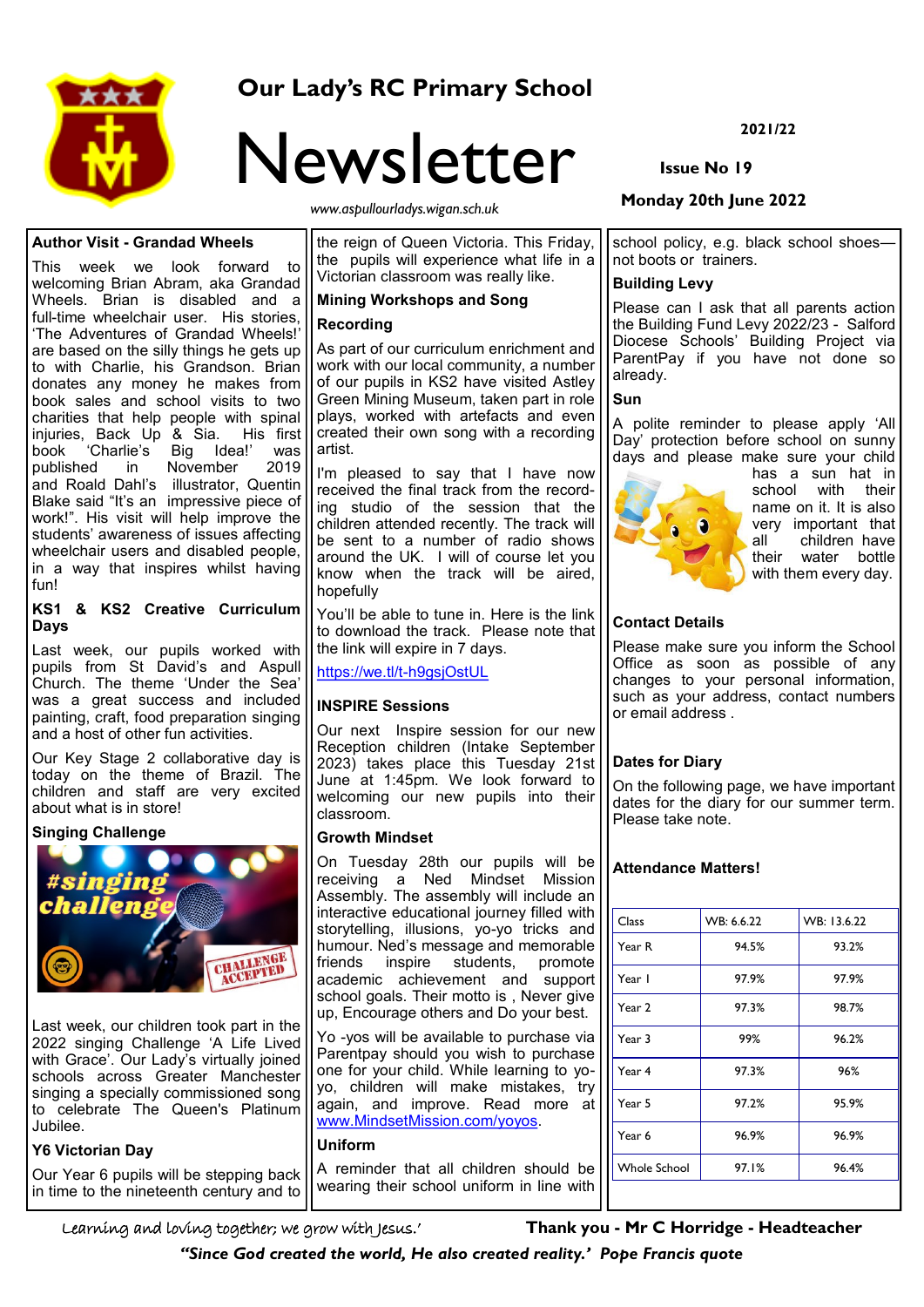# Our Lady's RC Primary School

# Newsletter

www.aspullourladys.wigan.sch.uk

**2021/22**

**Issue No 19**

**Monday 20th June 2022**

### Author Visit - Grandad Wheels

This week we look forward to welcoming Brian Abram, aka Grandad Wheels. Brian is disabled and a full-time wheelchair user. His stories, 'The Adventures of Grandad Wheels!' are based on the silly things he gets up to with Charlie, his Grandson. Brian donates any money he makes from book sales and school visits to two charities that help people with spinal injuries, Back Up & Sia. His first book 'Charlie's Big Idea!' was published in November 2019 and Roald Dahl's illustrator, Quentin Blake said "It's an impressive piece of work!". His visit will help improve the students' awareness of issues affecting wheelchair users and disabled people, in a way that inspires whilst having fun!

### KS1 & KS2 Creative Curriculum Days

Last week, our pupils worked with pupils from St David's and Aspull Church. The theme 'Under the Sea' was a great success and included painting, craft, food preparation singing and a host of other fun activities.

Our Key Stage 2 collaborative day is today on the theme of Brazil. The children and staff are very excited about what is in store!

### Singing Challenge

Last week, our children took part in the 2022 singing Challenge 'A Life Lived with Grace'. Our Lady's virtually joined schools across Greater Manchester singing a specially commissioned song to celebrate The Queen's Platinum Jubilee.

### Y6 Victorian Day

Our Year 6 pupils will be stepping back in time to the nineteenth century and to the reign of Queen Victoria. This Friday, the pupils will experience what life in a Victorian classroom was really like.

### Mining Workshops and Song Recording

As part of our curriculum enrichment and work with our local community, a number of our pupils in KS2 have visited Astley Green Mining Museum, taken part in role plays, worked with artefacts and even created their own song with a recording artist.

I'm pleased to say that I have now received the final track from the recording studio of the session that the children attended recently. The track will be sent to a number of radio shows around the UK. I will of course let you know when the track will be aired, hopefully

You'll be able to tune in. Here is the link to download the track. Please note that the link will expire in 7 days.

https://we.tl/t-h9gsjOstUL

### INSPIRE Sessions

Our next Inspire session for our new Reception children (Intake September 2023) takes place this Tuesday 21st June at 1:45pm. We look forward to welcoming our new pupils into their classroom.

### Growth Mindset

On Tuesday 28th our pupils will be receiving a Ned Mindset Mission Assembly. The assembly will include an interactive educational journey filled with storytelling, illusions, yo-yo tricks and humour. Ned's message and memorable friends inspire students, promote academic achievement and support school goals. Their motto is , Never give up, Encourage others and Do your best.

Yo -yos will be available to purchase via Parentpay should you wish to purchase one for your child. While learning to yo-yo, children will make mistakes, try again, and improve. Read more at www.MindsetMission.com/yoyos.

### Uniform

A reminder that all children should be wearing their school uniform in line with school policy, e.g. black school shoes—not boots or trainers.

### Building Levy

Please can I ask that all parents action the Building Fund Levy 2022/23 - Salford Diocese Schools' Building Project via ParentPay if you have not done so already.

### Sun

A polite reminder to please apply 'All Day' protection before school on sunny days and please make sure your child has a sun hat in school with their name on it. It is also very important that all children have their water bottle with them every day.

### Contact Details

Please make sure you inform the School Office as soon as possible of any changes to your personal information, such as your address, contact numbers or email address .

### Dates for Diary

On the following page, we have important dates for the diary for our summer term. Please take note.

### Attendance Matters!

| Class | WB: 6.6.22 | WB: 13.6.22 |
|---|---|---|
| Year R | 94.5% | 93.2% |
| Year 1 | 97.9% | 97.9% |
| Year 2 | 97.3% | 98.7% |
| Year 3 | 99% | 96.2% |
| Year 4 | 97.3% | 96% |
| Year 5 | 97.2% | 95.9% |
| Year 6 | 96.9% | 96.9% |
| Whole School | 97.1% | 96.4% |

'Learning and loving together; we grow with Jesus.'

**Thank you - Mr C Horridge - Headteacher**

***"Since God created the world, He also created reality.' Pope Francis quote***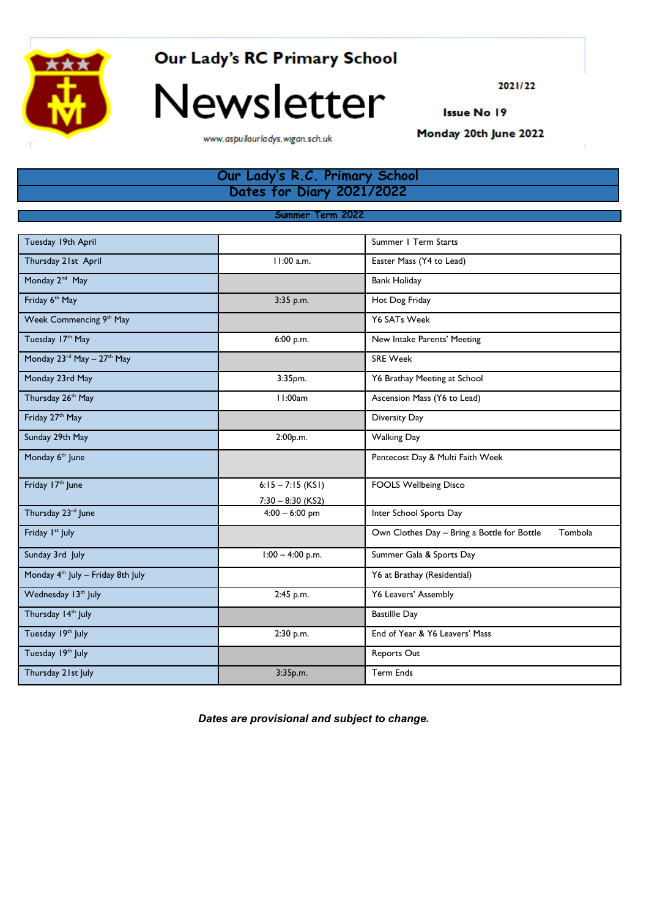# Our Lady's RC Primary School

# Newsletter

www.aspullourladys.wigan.sch.uk

2021/22

**Issue No 19**

**Monday 20th June 2022**

## Our Lady's R.C. Primary School
## Dates for Diary 2021/2022

### Summer Term 2022

| | | |
|---|---|---|
| Tuesday 19th April | | Summer 1 Term Starts |
| Thursday 21st April | 11:00 a.m. | Easter Mass (Y4 to Lead) |
| Monday 2nd May | | Bank Holiday |
| Friday 6th May | 3:35 p.m. | Hot Dog Friday |
| Week Commencing 9th May | | Y6 SATs Week |
| Tuesday 17th May | 6:00 p.m. | New Intake Parents' Meeting |
| Monday 23rd May – 27th May | | SRE Week |
| Monday 23rd May | 3:35pm. | Y6 Brathay Meeting at School |
| Thursday 26th May | 11:00am | Ascension Mass (Y6 to Lead) |
| Friday 27th May | | Diversity Day |
| Sunday 29th May | 2:00p.m. | Walking Day |
| Monday 6th June | | Pentecost Day & Multi Faith Week |
| Friday 17th June | 6:15 – 7:15 (KS1) 7:30 – 8:30 (KS2) | FOOLS Wellbeing Disco |
| Thursday 23rd June | 4:00 – 6:00 pm | Inter School Sports Day |
| Friday 1st July | | Own Clothes Day – Bring a Bottle for Bottle Tombola |
| Sunday 3rd July | 1:00 – 4:00 p.m. | Summer Gala & Sports Day |
| Monday 4th July – Friday 8th July | | Y6 at Brathay (Residential) |
| Wednesday 13th July | 2:45 p.m. | Y6 Leavers' Assembly |
| Thursday 14th July | | Bastillle Day |
| Tuesday 19th July | 2:30 p.m. | End of Year & Y6 Leavers' Mass |
| Tuesday 19th July | | Reports Out |
| Thursday 21st July | 3:35p.m. | Term Ends |

***Dates are provisional and subject to change.***